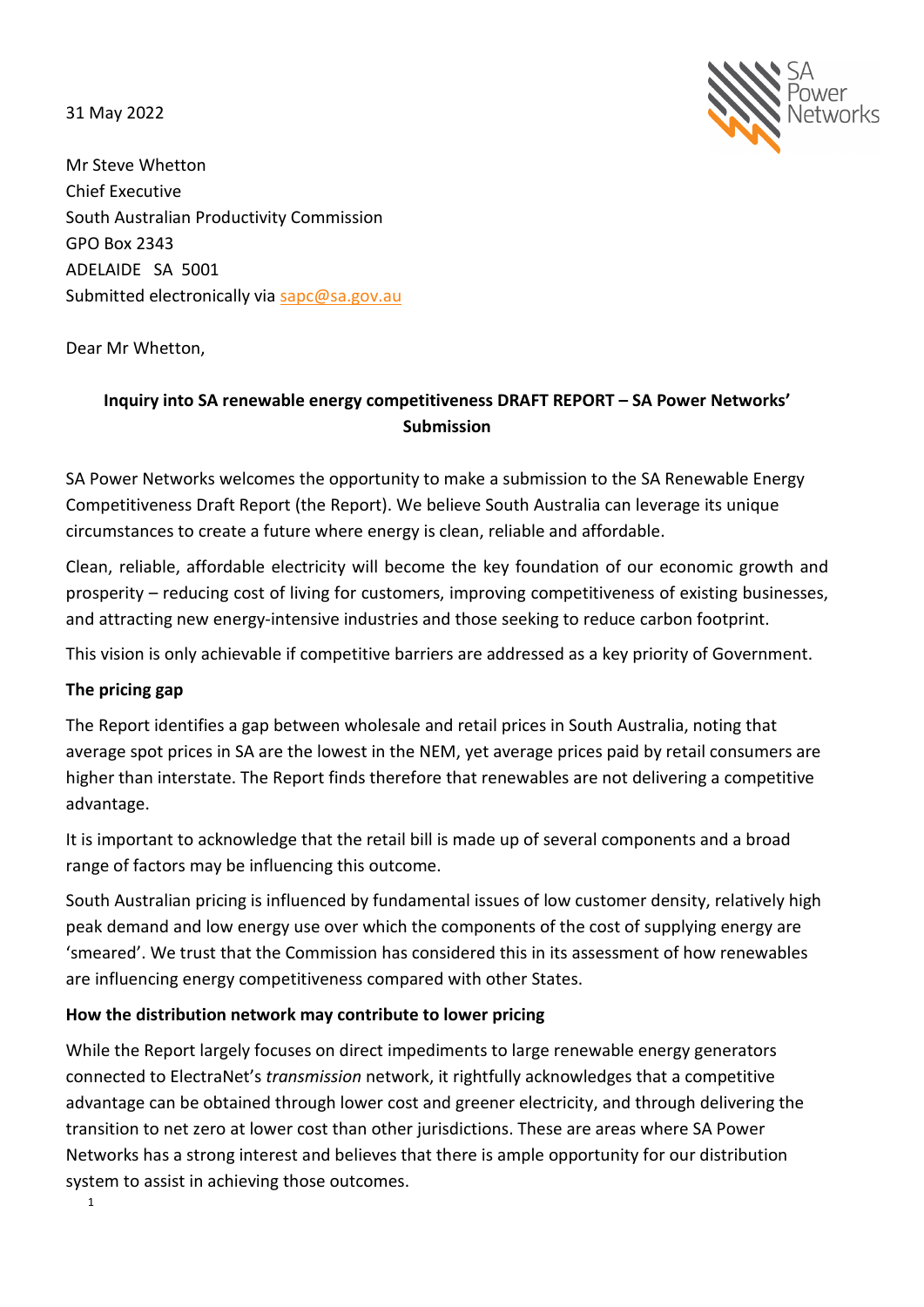31 May 2022

Mr Steve Whetton
Chief Executive
South Australian Productivity Commission
GPO Box 2343
ADELAIDE SA 5001
Submitted electronically via sapc@sa.gov.au

Dear Mr Whetton,

**Inquiry into SA renewable energy competitiveness DRAFT REPORT – SA Power Networks' Submission**

SA Power Networks welcomes the opportunity to make a submission to the SA Renewable Energy Competitiveness Draft Report (the Report). We believe South Australia can leverage its unique circumstances to create a future where energy is clean, reliable and affordable.

Clean, reliable, affordable electricity will become the key foundation of our economic growth and prosperity – reducing cost of living for customers, improving competitiveness of existing businesses, and attracting new energy-intensive industries and those seeking to reduce carbon footprint.

This vision is only achievable if competitive barriers are addressed as a key priority of Government.

**The pricing gap**

The Report identifies a gap between wholesale and retail prices in South Australia, noting that average spot prices in SA are the lowest in the NEM, yet average prices paid by retail consumers are higher than interstate. The Report finds therefore that renewables are not delivering a competitive advantage.

It is important to acknowledge that the retail bill is made up of several components and a broad range of factors may be influencing this outcome.

South Australian pricing is influenced by fundamental issues of low customer density, relatively high peak demand and low energy use over which the components of the cost of supplying energy are 'smeared'. We trust that the Commission has considered this in its assessment of how renewables are influencing energy competitiveness compared with other States.

**How the distribution network may contribute to lower pricing**

While the Report largely focuses on direct impediments to large renewable energy generators connected to ElectraNet's *transmission* network, it rightfully acknowledges that a competitive advantage can be obtained through lower cost and greener electricity, and through delivering the transition to net zero at lower cost than other jurisdictions. These are areas where SA Power Networks has a strong interest and believes that there is ample opportunity for our distribution system to assist in achieving those outcomes.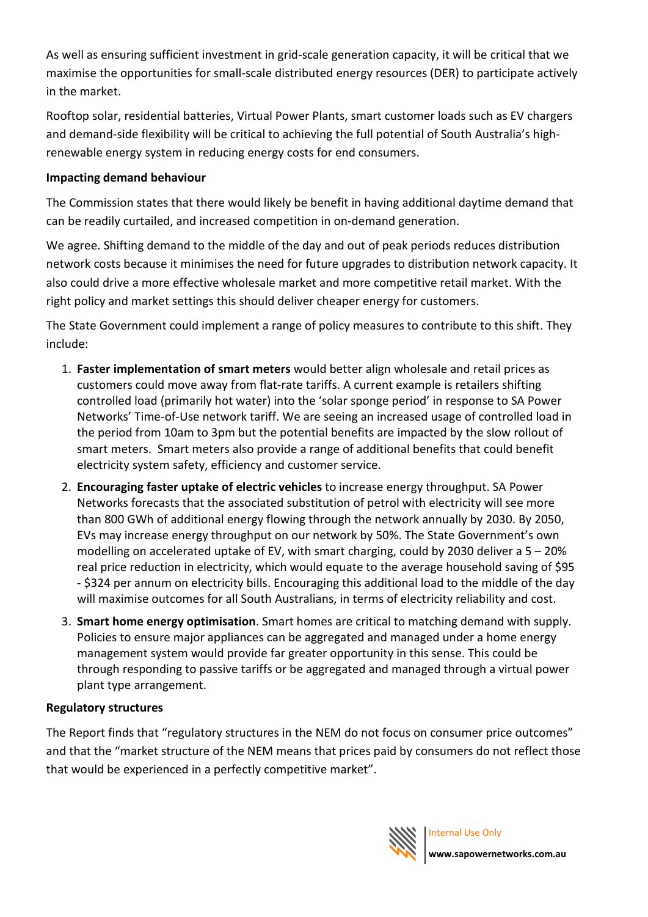As well as ensuring sufficient investment in grid-scale generation capacity, it will be critical that we maximise the opportunities for small-scale distributed energy resources (DER) to participate actively in the market.

Rooftop solar, residential batteries, Virtual Power Plants, smart customer loads such as EV chargers and demand-side flexibility will be critical to achieving the full potential of South Australia's high-renewable energy system in reducing energy costs for end consumers.

**Impacting demand behaviour**

The Commission states that there would likely be benefit in having additional daytime demand that can be readily curtailed, and increased competition in on-demand generation.

We agree. Shifting demand to the middle of the day and out of peak periods reduces distribution network costs because it minimises the need for future upgrades to distribution network capacity. It also could drive a more effective wholesale market and more competitive retail market. With the right policy and market settings this should deliver cheaper energy for customers.

The State Government could implement a range of policy measures to contribute to this shift. They include:

1. **Faster implementation of smart meters** would better align wholesale and retail prices as customers could move away from flat-rate tariffs. A current example is retailers shifting controlled load (primarily hot water) into the 'solar sponge period' in response to SA Power Networks' Time-of-Use network tariff. We are seeing an increased usage of controlled load in the period from 10am to 3pm but the potential benefits are impacted by the slow rollout of smart meters. Smart meters also provide a range of additional benefits that could benefit electricity system safety, efficiency and customer service.
2. **Encouraging faster uptake of electric vehicles** to increase energy throughput. SA Power Networks forecasts that the associated substitution of petrol with electricity will see more than 800 GWh of additional energy flowing through the network annually by 2030. By 2050, EVs may increase energy throughput on our network by 50%. The State Government's own modelling on accelerated uptake of EV, with smart charging, could by 2030 deliver a 5 – 20% real price reduction in electricity, which would equate to the average household saving of $95 - $324 per annum on electricity bills. Encouraging this additional load to the middle of the day will maximise outcomes for all South Australians, in terms of electricity reliability and cost.
3. **Smart home energy optimisation**. Smart homes are critical to matching demand with supply. Policies to ensure major appliances can be aggregated and managed under a home energy management system would provide far greater opportunity in this sense. This could be through responding to passive tariffs or be aggregated and managed through a virtual power plant type arrangement.

**Regulatory structures**

The Report finds that "regulatory structures in the NEM do not focus on consumer price outcomes" and that the "market structure of the NEM means that prices paid by consumers do not reflect those that would be experienced in a perfectly competitive market".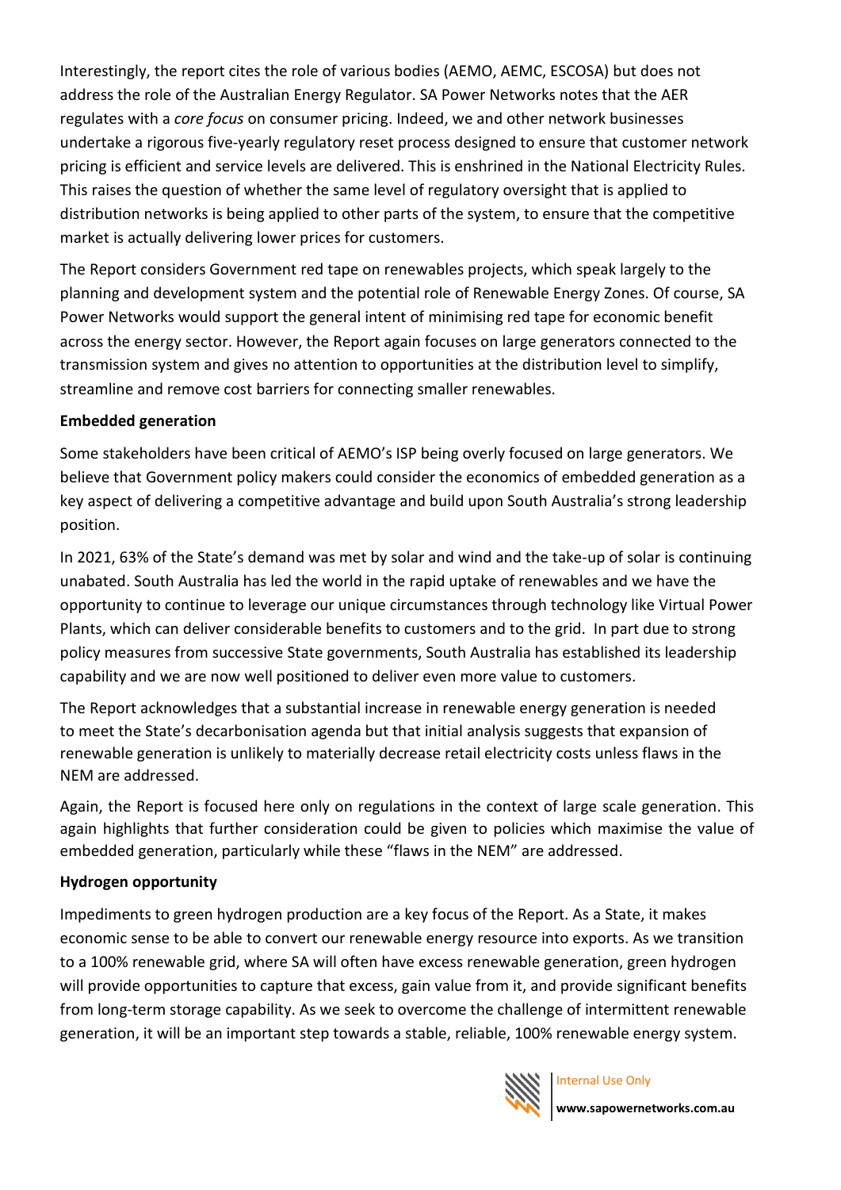Interestingly, the report cites the role of various bodies (AEMO, AEMC, ESCOSA) but does not address the role of the Australian Energy Regulator. SA Power Networks notes that the AER regulates with a *core focus* on consumer pricing. Indeed, we and other network businesses undertake a rigorous five-yearly regulatory reset process designed to ensure that customer network pricing is efficient and service levels are delivered. This is enshrined in the National Electricity Rules. This raises the question of whether the same level of regulatory oversight that is applied to distribution networks is being applied to other parts of the system, to ensure that the competitive market is actually delivering lower prices for customers.

The Report considers Government red tape on renewables projects, which speak largely to the planning and development system and the potential role of Renewable Energy Zones. Of course, SA Power Networks would support the general intent of minimising red tape for economic benefit across the energy sector. However, the Report again focuses on large generators connected to the transmission system and gives no attention to opportunities at the distribution level to simplify, streamline and remove cost barriers for connecting smaller renewables.

**Embedded generation**

Some stakeholders have been critical of AEMO's ISP being overly focused on large generators. We believe that Government policy makers could consider the economics of embedded generation as a key aspect of delivering a competitive advantage and build upon South Australia's strong leadership position.

In 2021, 63% of the State's demand was met by solar and wind and the take-up of solar is continuing unabated. South Australia has led the world in the rapid uptake of renewables and we have the opportunity to continue to leverage our unique circumstances through technology like Virtual Power Plants, which can deliver considerable benefits to customers and to the grid. In part due to strong policy measures from successive State governments, South Australia has established its leadership capability and we are now well positioned to deliver even more value to customers.

The Report acknowledges that a substantial increase in renewable energy generation is needed to meet the State's decarbonisation agenda but that initial analysis suggests that expansion of renewable generation is unlikely to materially decrease retail electricity costs unless flaws in the NEM are addressed.

Again, the Report is focused here only on regulations in the context of large scale generation. This again highlights that further consideration could be given to policies which maximise the value of embedded generation, particularly while these "flaws in the NEM" are addressed.

**Hydrogen opportunity**

Impediments to green hydrogen production are a key focus of the Report. As a State, it makes economic sense to be able to convert our renewable energy resource into exports. As we transition to a 100% renewable grid, where SA will often have excess renewable generation, green hydrogen will provide opportunities to capture that excess, gain value from it, and provide significant benefits from long-term storage capability. As we seek to overcome the challenge of intermittent renewable generation, it will be an important step towards a stable, reliable, 100% renewable energy system.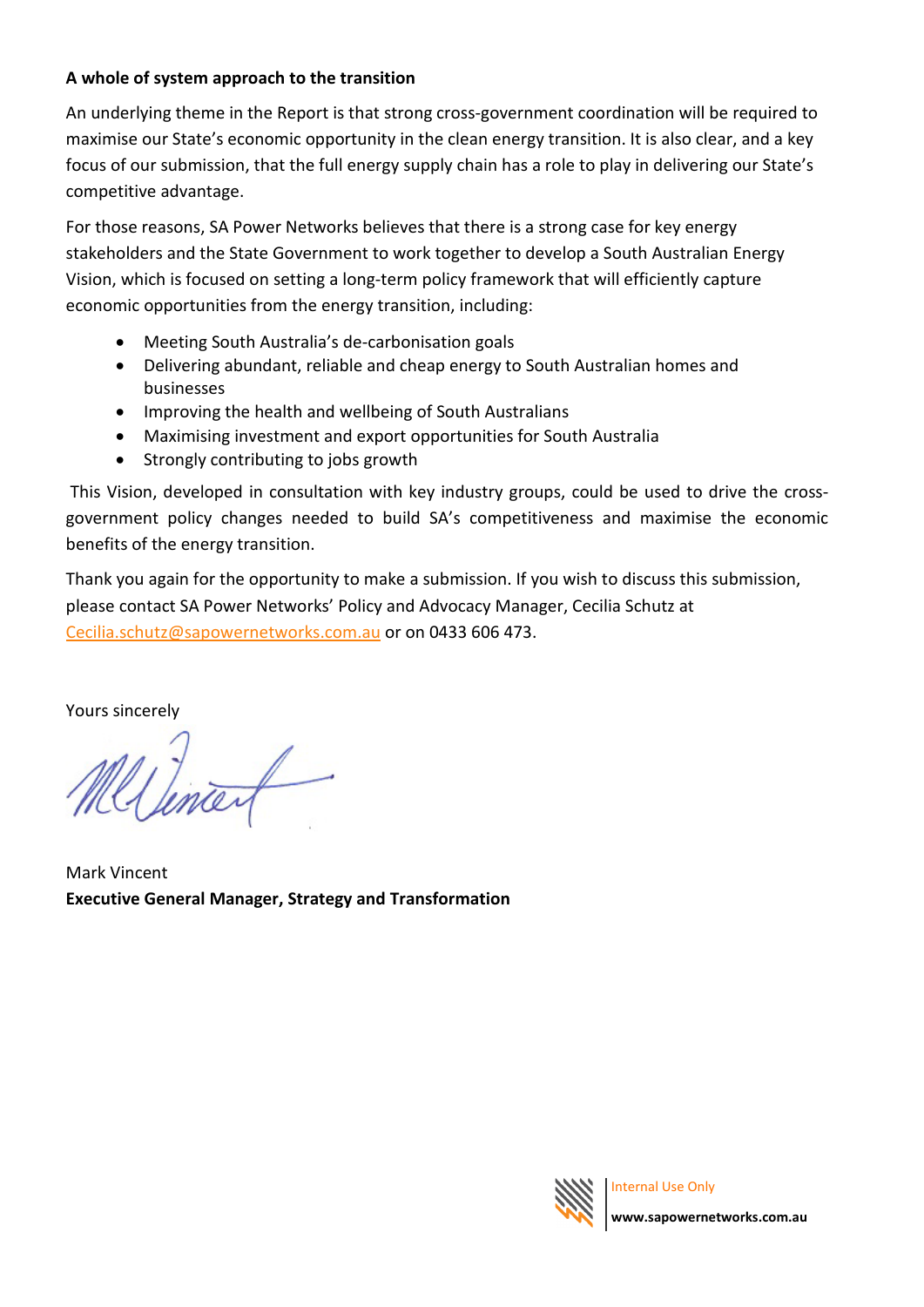**A whole of system approach to the transition**

An underlying theme in the Report is that strong cross-government coordination will be required to maximise our State's economic opportunity in the clean energy transition. It is also clear, and a key focus of our submission, that the full energy supply chain has a role to play in delivering our State's competitive advantage.

For those reasons, SA Power Networks believes that there is a strong case for key energy stakeholders and the State Government to work together to develop a South Australian Energy Vision, which is focused on setting a long-term policy framework that will efficiently capture economic opportunities from the energy transition, including:

- Meeting South Australia's de-carbonisation goals
- Delivering abundant, reliable and cheap energy to South Australian homes and businesses
- Improving the health and wellbeing of South Australians
- Maximising investment and export opportunities for South Australia
- Strongly contributing to jobs growth

This Vision, developed in consultation with key industry groups, could be used to drive the cross-government policy changes needed to build SA's competitiveness and maximise the economic benefits of the energy transition.

Thank you again for the opportunity to make a submission. If you wish to discuss this submission, please contact SA Power Networks' Policy and Advocacy Manager, Cecilia Schutz at Cecilia.schutz@sapowernetworks.com.au or on 0433 606 473.

Yours sincerely

Mark Vincent
**Executive General Manager, Strategy and Transformation**

Internal Use Only